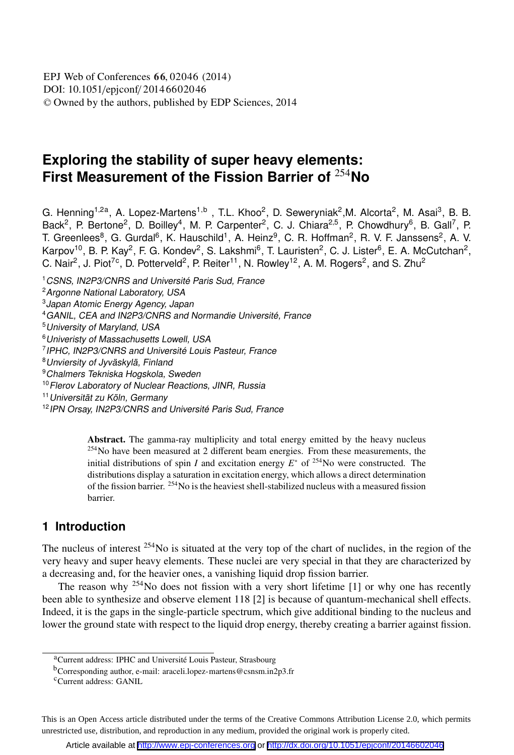# Exploring the stability of super heavy elements: First Measurement of the Fission Barrier of $^{254}$No

G. Henning[1,2a], A. Lopez-Martens[1,b], T.L. Khoo[2], D. Seweryniak[2], M. Alcorta[2], M. Asai[3], B. B. Back[2], P. Bertone[2], D. Boilley[4], M. P. Carpenter[2], C. J. Chiara[2,5], P. Chowdhury[6], B. Gall[7], P. T. Greenlees[8], G. Gurdal[6], K. Hauschild[1], A. Heinz[9], C. R. Hoffman[2], R. V. F. Janssens[2], A. V. Karpov[10], B. P. Kay[2], F. G. Kondev[2], S. Lakshmi[6], T. Lauristen[2], C. J. Lister[6], E. A. McCutchan[2], C. Nair[2], J. Piot[7c], D. Potterveld[2], P. Reiter[11], N. Rowley[12], A. M. Rogers[2], and S. Zhu[2]

[1] *CSNS, IN2P3/CNRS and Université Paris Sud, France*
[2] *Argonne National Laboratory, USA*
[3] *Japan Atomic Energy Agency, Japan*
[4] *GANIL, CEA and IN2P3/CNRS and Normandie Université, France*
[5] *University of Maryland, USA*
[6] *Univeristy of Massachusetts Lowell, USA*
[7] *IPHC, IN2P3/CNRS and Université Louis Pasteur, France*
[8] *Unviersity of Jyväskylä, Finland*
[9] *Chalmers Tekniska Hogskola, Sweden*
[10] *Flerov Laboratory of Nuclear Reactions, JINR, Russia*
[11] *Universität zu Köln, Germany*
[12] *IPN Orsay, IN2P3/CNRS and Université Paris Sud, France*

**Abstract.** The gamma-ray multiplicity and total energy emitted by the heavy nucleus $^{254}$No have been measured at 2 different beam energies. From these measurements, the initial distributions of spin $I$ and excitation energy $E^*$ of $^{254}$No were constructed. The distributions display a saturation in excitation energy, which allows a direct determination of the fission barrier. $^{254}$No is the heaviest shell-stabilized nucleus with a measured fission barrier.

## 1 Introduction

The nucleus of interest $^{254}$No is situated at the very top of the chart of nuclides, in the region of the very heavy and super heavy elements. These nuclei are very special in that they are characterized by a decreasing and, for the heavier ones, a vanishing liquid drop fission barrier.

The reason why $^{254}$No does not fission with a very short lifetime [1] or why one has recently been able to synthesize and observe element 118 [2] is because of quantum-mechanical shell effects. Indeed, it is the gaps in the single-particle spectrum, which give additional binding to the nucleus and lower the ground state with respect to the liquid drop energy, thereby creating a barrier against fission.

[a] Current address: IPHC and Université Louis Pasteur, Strasbourg
[b] Corresponding author, e-mail: araceli.lopez-martens@csnsm.in2p3.fr
[c] Current address: GANIL

This is an Open Access article distributed under the terms of the Creative Commons Attribution License 2.0, which permits unrestricted use, distribution, and reproduction in any medium, provided the original work is properly cited.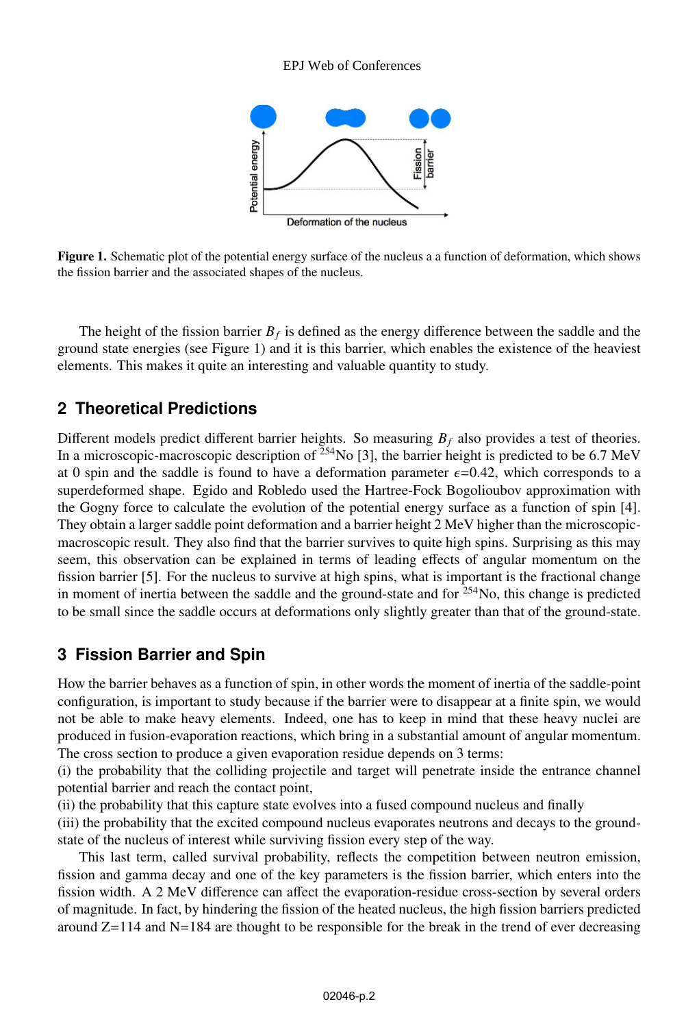**Figure 1.** Schematic plot of the potential energy surface of the nucleus a a function of deformation, which shows the fission barrier and the associated shapes of the nucleus.

The height of the fission barrier $B_f$ is defined as the energy difference between the saddle and the ground state energies (see Figure 1) and it is this barrier, which enables the existence of the heaviest elements. This makes it quite an interesting and valuable quantity to study.

## 2 Theoretical Predictions

Different models predict different barrier heights. So measuring $B_f$ also provides a test of theories. In a microscopic-macroscopic description of $^{254}$No [3], the barrier height is predicted to be 6.7 MeV at 0 spin and the saddle is found to have a deformation parameter $\epsilon$=0.42, which corresponds to a superdeformed shape. Egido and Robledo used the Hartree-Fock Bogolioubov approximation with the Gogny force to calculate the evolution of the potential energy surface as a function of spin [4]. They obtain a larger saddle point deformation and a barrier height 2 MeV higher than the microscopic-macroscopic result. They also find that the barrier survives to quite high spins. Surprising as this may seem, this observation can be explained in terms of leading effects of angular momentum on the fission barrier [5]. For the nucleus to survive at high spins, what is important is the fractional change in moment of inertia between the saddle and the ground-state and for $^{254}$No, this change is predicted to be small since the saddle occurs at deformations only slightly greater than that of the ground-state.

## 3 Fission Barrier and Spin

How the barrier behaves as a function of spin, in other words the moment of inertia of the saddle-point configuration, is important to study because if the barrier were to disappear at a finite spin, we would not be able to make heavy elements. Indeed, one has to keep in mind that these heavy nuclei are produced in fusion-evaporation reactions, which bring in a substantial amount of angular momentum. The cross section to produce a given evaporation residue depends on 3 terms:

(i) the probability that the colliding projectile and target will penetrate inside the entrance channel potential barrier and reach the contact point,

(ii) the probability that this capture state evolves into a fused compound nucleus and finally

(iii) the probability that the excited compound nucleus evaporates neutrons and decays to the ground-state of the nucleus of interest while surviving fission every step of the way.

This last term, called survival probability, reflects the competition between neutron emission, fission and gamma decay and one of the key parameters is the fission barrier, which enters into the fission width. A 2 MeV difference can affect the evaporation-residue cross-section by several orders of magnitude. In fact, by hindering the fission of the heated nucleus, the high fission barriers predicted around Z=114 and N=184 are thought to be responsible for the break in the trend of ever decreasing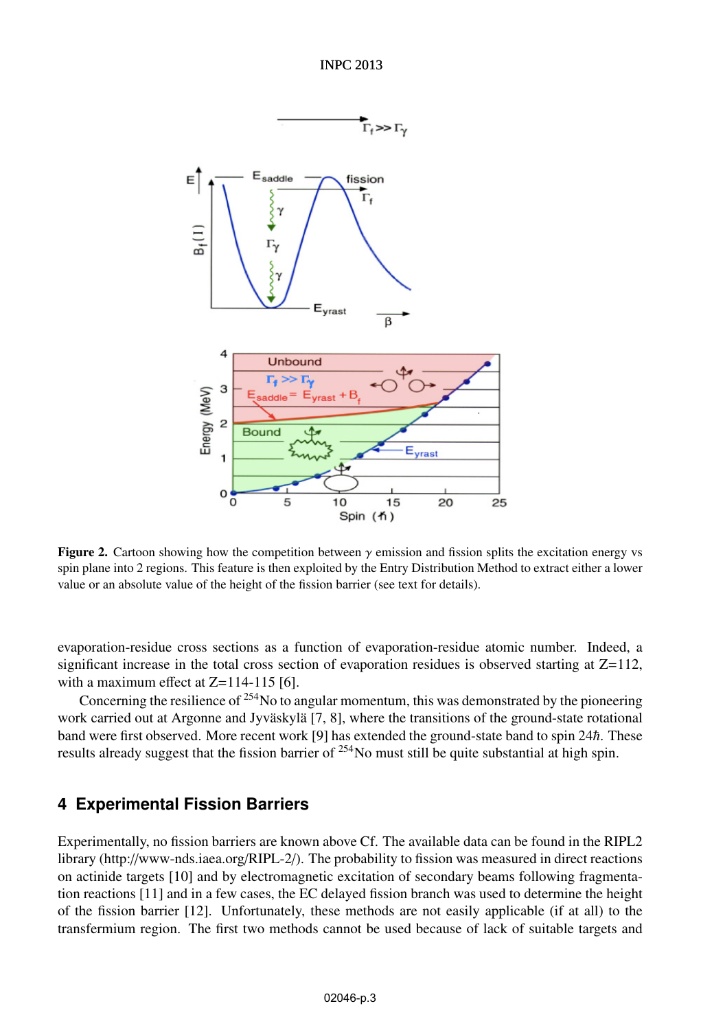**Figure 2.** Cartoon showing how the competition between $\gamma$ emission and fission splits the excitation energy vs spin plane into 2 regions. This feature is then exploited by the Entry Distribution Method to extract either a lower value or an absolute value of the height of the fission barrier (see text for details).

evaporation-residue cross sections as a function of evaporation-residue atomic number. Indeed, a significant increase in the total cross section of evaporation residues is observed starting at Z=112, with a maximum effect at Z=114-115 [6].

Concerning the resilience of $^{254}$No to angular momentum, this was demonstrated by the pioneering work carried out at Argonne and Jyväskylä [7, 8], where the transitions of the ground-state rotational band were first observed. More recent work [9] has extended the ground-state band to spin $24\hbar$. These results already suggest that the fission barrier of $^{254}$No must still be quite substantial at high spin.

## 4 Experimental Fission Barriers

Experimentally, no fission barriers are known above Cf. The available data can be found in the RIPL2 library (http://www-nds.iaea.org/RIPL-2/). The probability to fission was measured in direct reactions on actinide targets [10] and by electromagnetic excitation of secondary beams following fragmentation reactions [11] and in a few cases, the EC delayed fission branch was used to determine the height of the fission barrier [12]. Unfortunately, these methods are not easily applicable (if at all) to the transfermium region. The first two methods cannot be used because of lack of suitable targets and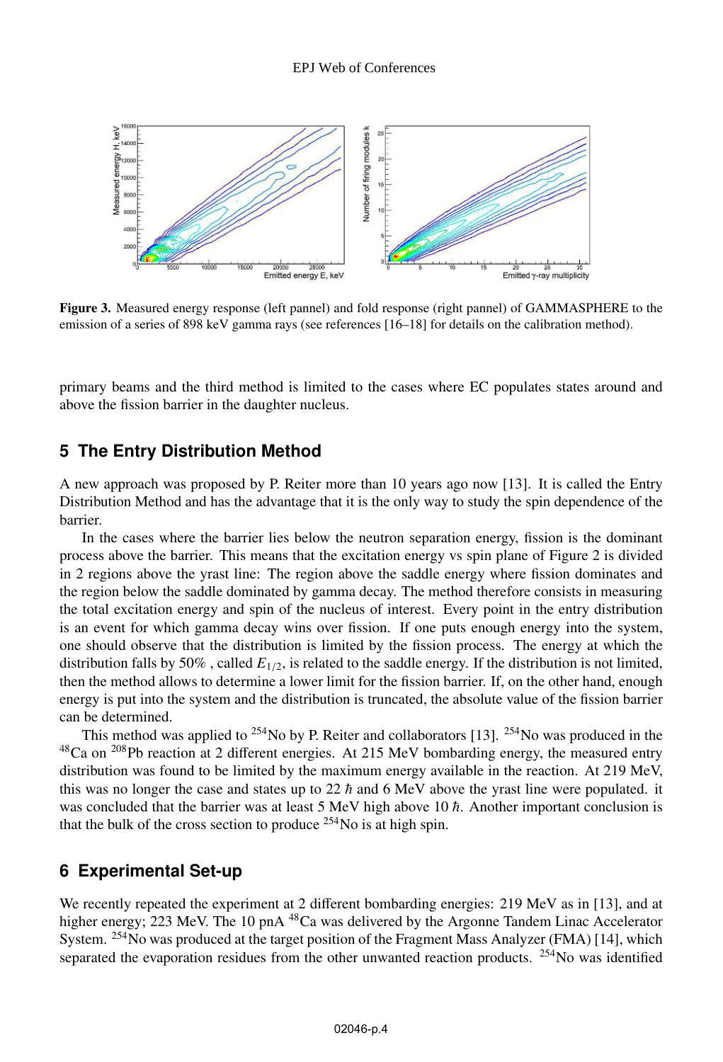**Figure 3.** Measured energy response (left pannel) and fold response (right pannel) of GAMMASPHERE to the emission of a series of 898 keV gamma rays (see references [16–18] for details on the calibration method).

primary beams and the third method is limited to the cases where EC populates states around and above the fission barrier in the daughter nucleus.

## 5 The Entry Distribution Method

A new approach was proposed by P. Reiter more than 10 years ago now [13]. It is called the Entry Distribution Method and has the advantage that it is the only way to study the spin dependence of the barrier.

In the cases where the barrier lies below the neutron separation energy, fission is the dominant process above the barrier. This means that the excitation energy vs spin plane of Figure 2 is divided in 2 regions above the yrast line: The region above the saddle energy where fission dominates and the region below the saddle dominated by gamma decay. The method therefore consists in measuring the total excitation energy and spin of the nucleus of interest. Every point in the entry distribution is an event for which gamma decay wins over fission. If one puts enough energy into the system, one should observe that the distribution is limited by the fission process. The energy at which the distribution falls by 50% , called $E_{1/2}$, is related to the saddle energy. If the distribution is not limited, then the method allows to determine a lower limit for the fission barrier. If, on the other hand, enough energy is put into the system and the distribution is truncated, the absolute value of the fission barrier can be determined.

This method was applied to $^{254}$No by P. Reiter and collaborators [13]. $^{254}$No was produced in the $^{48}$Ca on $^{208}$Pb reaction at 2 different energies. At 215 MeV bombarding energy, the measured entry distribution was found to be limited by the maximum energy available in the reaction. At 219 MeV, this was no longer the case and states up to 22 $\hbar$ and 6 MeV above the yrast line were populated. it was concluded that the barrier was at least 5 MeV high above 10 $\hbar$. Another important conclusion is that the bulk of the cross section to produce $^{254}$No is at high spin.

## 6 Experimental Set-up

We recently repeated the experiment at 2 different bombarding energies: 219 MeV as in [13], and at higher energy; 223 MeV. The 10 pnA $^{48}$Ca was delivered by the Argonne Tandem Linac Accelerator System. $^{254}$No was produced at the target position of the Fragment Mass Analyzer (FMA) [14], which separated the evaporation residues from the other unwanted reaction products. $^{254}$No was identified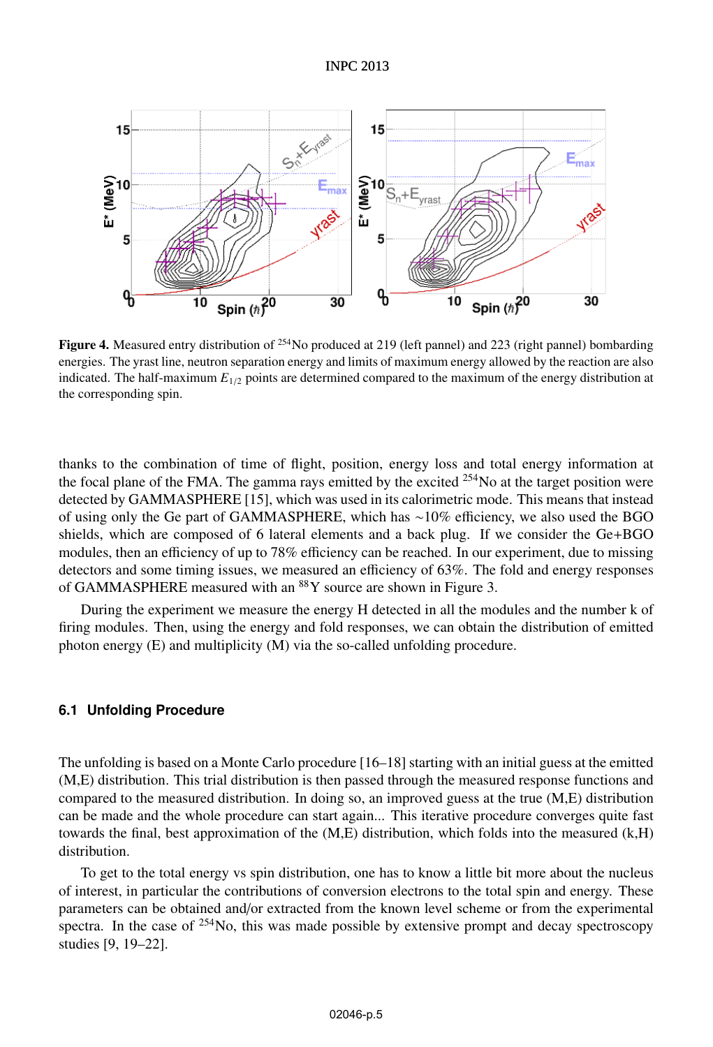**Figure 4.** Measured entry distribution of $^{254}$No produced at 219 (left pannel) and 223 (right pannel) bombarding energies. The yrast line, neutron separation energy and limits of maximum energy allowed by the reaction are also indicated. The half-maximum $E_{1/2}$ points are determined compared to the maximum of the energy distribution at the corresponding spin.

thanks to the combination of time of flight, position, energy loss and total energy information at the focal plane of the FMA. The gamma rays emitted by the excited $^{254}$No at the target position were detected by GAMMASPHERE [15], which was used in its calorimetric mode. This means that instead of using only the Ge part of GAMMASPHERE, which has ∼10% efficiency, we also used the BGO shields, which are composed of 6 lateral elements and a back plug. If we consider the Ge+BGO modules, then an efficiency of up to 78% efficiency can be reached. In our experiment, due to missing detectors and some timing issues, we measured an efficiency of 63%. The fold and energy responses of GAMMASPHERE measured with an $^{88}$Y source are shown in Figure 3.

During the experiment we measure the energy H detected in all the modules and the number k of firing modules. Then, using the energy and fold responses, we can obtain the distribution of emitted photon energy (E) and multiplicity (M) via the so-called unfolding procedure.

### 6.1 Unfolding Procedure

The unfolding is based on a Monte Carlo procedure [16–18] starting with an initial guess at the emitted (M,E) distribution. This trial distribution is then passed through the measured response functions and compared to the measured distribution. In doing so, an improved guess at the true (M,E) distribution can be made and the whole procedure can start again... This iterative procedure converges quite fast towards the final, best approximation of the (M,E) distribution, which folds into the measured (k,H) distribution.

To get to the total energy vs spin distribution, one has to know a little bit more about the nucleus of interest, in particular the contributions of conversion electrons to the total spin and energy. These parameters can be obtained and/or extracted from the known level scheme or from the experimental spectra. In the case of $^{254}$No, this was made possible by extensive prompt and decay spectroscopy studies [9, 19–22].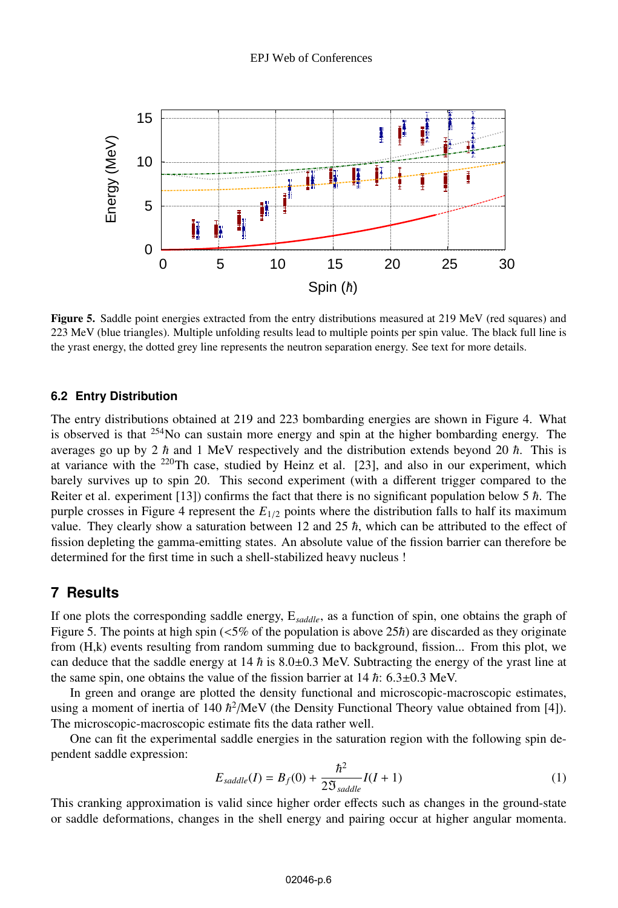Figure 5. Saddle point energies extracted from the entry distributions measured at 219 MeV (red squares) and 223 MeV (blue triangles). Multiple unfolding results lead to multiple points per spin value. The black full line is the yrast energy, the dotted grey line represents the neutron separation energy. See text for more details.

### 6.2 Entry Distribution

The entry distributions obtained at 219 and 223 bombarding energies are shown in Figure 4. What is observed is that $^{254}$No can sustain more energy and spin at the higher bombarding energy. The averages go up by 2 $\hbar$ and 1 MeV respectively and the distribution extends beyond 20 $\hbar$. This is at variance with the $^{220}$Th case, studied by Heinz et al. [23], and also in our experiment, which barely survives up to spin 20. This second experiment (with a different trigger compared to the Reiter et al. experiment [13]) confirms the fact that there is no significant population below 5 $\hbar$. The purple crosses in Figure 4 represent the $E_{1/2}$ points where the distribution falls to half its maximum value. They clearly show a saturation between 12 and 25 $\hbar$, which can be attributed to the effect of fission depleting the gamma-emitting states. An absolute value of the fission barrier can therefore be determined for the first time in such a shell-stabilized heavy nucleus !

## 7 Results

If one plots the corresponding saddle energy, $E_{saddle}$, as a function of spin, one obtains the graph of Figure 5. The points at high spin (<5% of the population is above 25$\hbar$) are discarded as they originate from (H,k) events resulting from random summing due to background, fission... From this plot, we can deduce that the saddle energy at 14 $\hbar$ is 8.0±0.3 MeV. Subtracting the energy of the yrast line at the same spin, one obtains the value of the fission barrier at 14 $\hbar$: 6.3±0.3 MeV.

In green and orange are plotted the density functional and microscopic-macroscopic estimates, using a moment of inertia of 140 $\hbar^2$/MeV (the Density Functional Theory value obtained from [4]). The microscopic-macroscopic estimate fits the data rather well.

One can fit the experimental saddle energies in the saturation region with the following spin dependent saddle expression:

$$E_{saddle}(I) = B_f(0) + \frac{\hbar^2}{2\mathfrak{I}_{saddle}} I(I+1) \tag{1}$$

This cranking approximation is valid since higher order effects such as changes in the ground-state or saddle deformations, changes in the shell energy and pairing occur at higher angular momenta.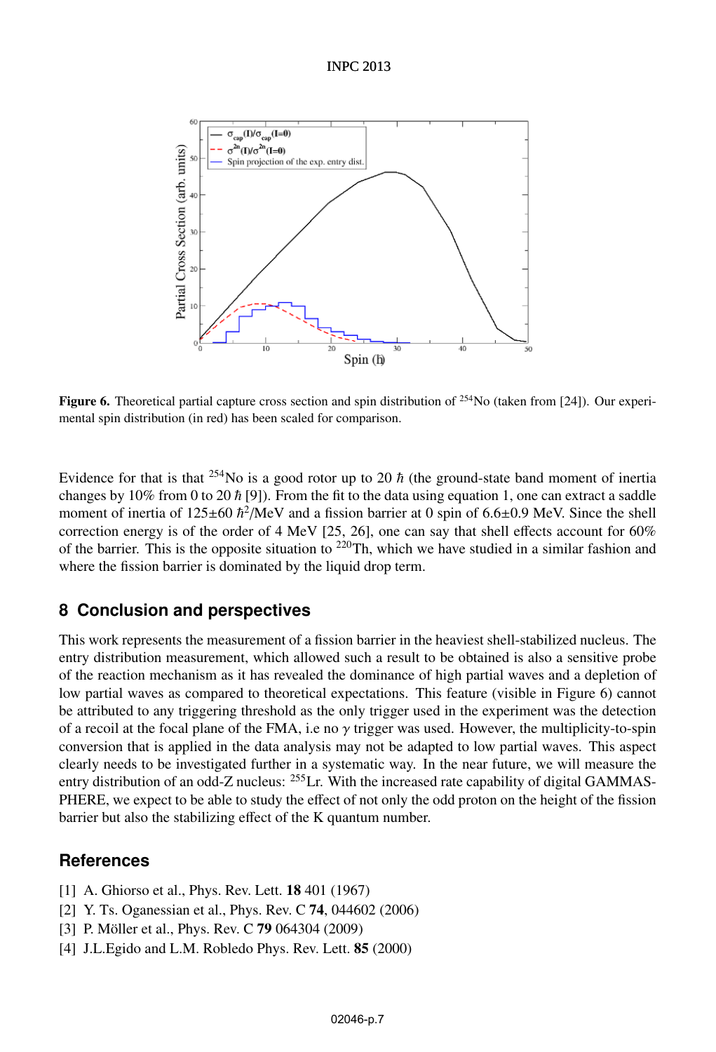Figure 6. Theoretical partial capture cross section and spin distribution of $^{254}$No (taken from [24]). Our experimental spin distribution (in red) has been scaled for comparison.

Evidence for that is that $^{254}$No is a good rotor up to 20 $\hbar$ (the ground-state band moment of inertia changes by 10% from 0 to 20 $\hbar$ [9]). From the fit to the data using equation 1, one can extract a saddle moment of inertia of 125±60 $\hbar^2$/MeV and a fission barrier at 0 spin of 6.6±0.9 MeV. Since the shell correction energy is of the order of 4 MeV [25, 26], one can say that shell effects account for 60% of the barrier. This is the opposite situation to $^{220}$Th, which we have studied in a similar fashion and where the fission barrier is dominated by the liquid drop term.

## 8 Conclusion and perspectives

This work represents the measurement of a fission barrier in the heaviest shell-stabilized nucleus. The entry distribution measurement, which allowed such a result to be obtained is also a sensitive probe of the reaction mechanism as it has revealed the dominance of high partial waves and a depletion of low partial waves as compared to theoretical expectations. This feature (visible in Figure 6) cannot be attributed to any triggering threshold as the only trigger used in the experiment was the detection of a recoil at the focal plane of the FMA, i.e no $\gamma$ trigger was used. However, the multiplicity-to-spin conversion that is applied in the data analysis may not be adapted to low partial waves. This aspect clearly needs to be investigated further in a systematic way. In the near future, we will measure the entry distribution of an odd-Z nucleus: $^{255}$Lr. With the increased rate capability of digital GAMMASPHERE, we expect to be able to study the effect of not only the odd proton on the height of the fission barrier but also the stabilizing effect of the K quantum number.

## References

[1] A. Ghiorso et al., Phys. Rev. Lett. **18** 401 (1967)

[2] Y. Ts. Oganessian et al., Phys. Rev. C **74**, 044602 (2006)

[3] P. Möller et al., Phys. Rev. C **79** 064304 (2009)

[4] J.L.Egido and L.M. Robledo Phys. Rev. Lett. **85** (2000)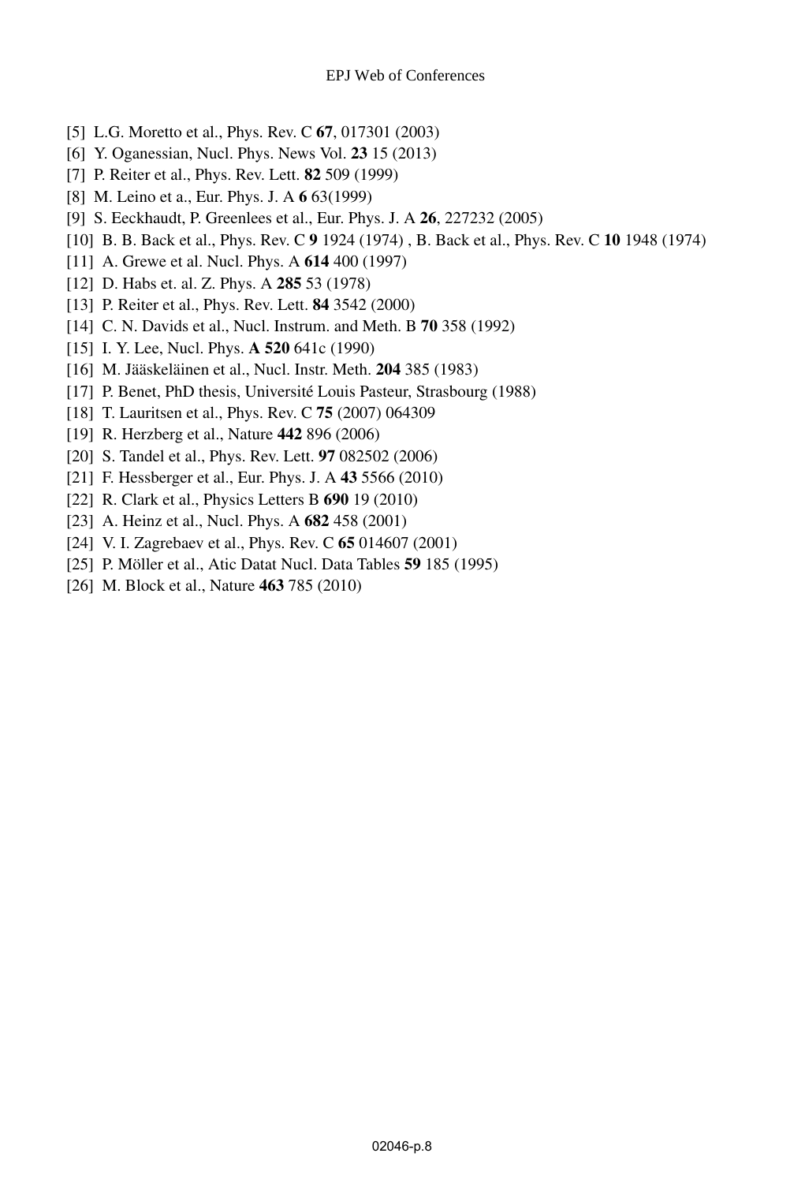[5] L.G. Moretto et al., Phys. Rev. C **67**, 017301 (2003)
[6] Y. Oganessian, Nucl. Phys. News Vol. **23** 15 (2013)
[7] P. Reiter et al., Phys. Rev. Lett. **82** 509 (1999)
[8] M. Leino et a., Eur. Phys. J. A **6** 63(1999)
[9] S. Eeckhaudt, P. Greenlees et al., Eur. Phys. J. A **26**, 227232 (2005)
[10] B. B. Back et al., Phys. Rev. C **9** 1924 (1974) , B. Back et al., Phys. Rev. C **10** 1948 (1974)
[11] A. Grewe et al. Nucl. Phys. A **614** 400 (1997)
[12] D. Habs et. al. Z. Phys. A **285** 53 (1978)
[13] P. Reiter et al., Phys. Rev. Lett. **84** 3542 (2000)
[14] C. N. Davids et al., Nucl. Instrum. and Meth. B **70** 358 (1992)
[15] I. Y. Lee, Nucl. Phys. **A 520** 641c (1990)
[16] M. Jääskeläinen et al., Nucl. Instr. Meth. **204** 385 (1983)
[17] P. Benet, PhD thesis, Université Louis Pasteur, Strasbourg (1988)
[18] T. Lauritsen et al., Phys. Rev. C **75** (2007) 064309
[19] R. Herzberg et al., Nature **442** 896 (2006)
[20] S. Tandel et al., Phys. Rev. Lett. **97** 082502 (2006)
[21] F. Hessberger et al., Eur. Phys. J. A **43** 5566 (2010)
[22] R. Clark et al., Physics Letters B **690** 19 (2010)
[23] A. Heinz et al., Nucl. Phys. A **682** 458 (2001)
[24] V. I. Zagrebaev et al., Phys. Rev. C **65** 014607 (2001)
[25] P. Möller et al., Atic Datat Nucl. Data Tables **59** 185 (1995)
[26] M. Block et al., Nature **463** 785 (2010)